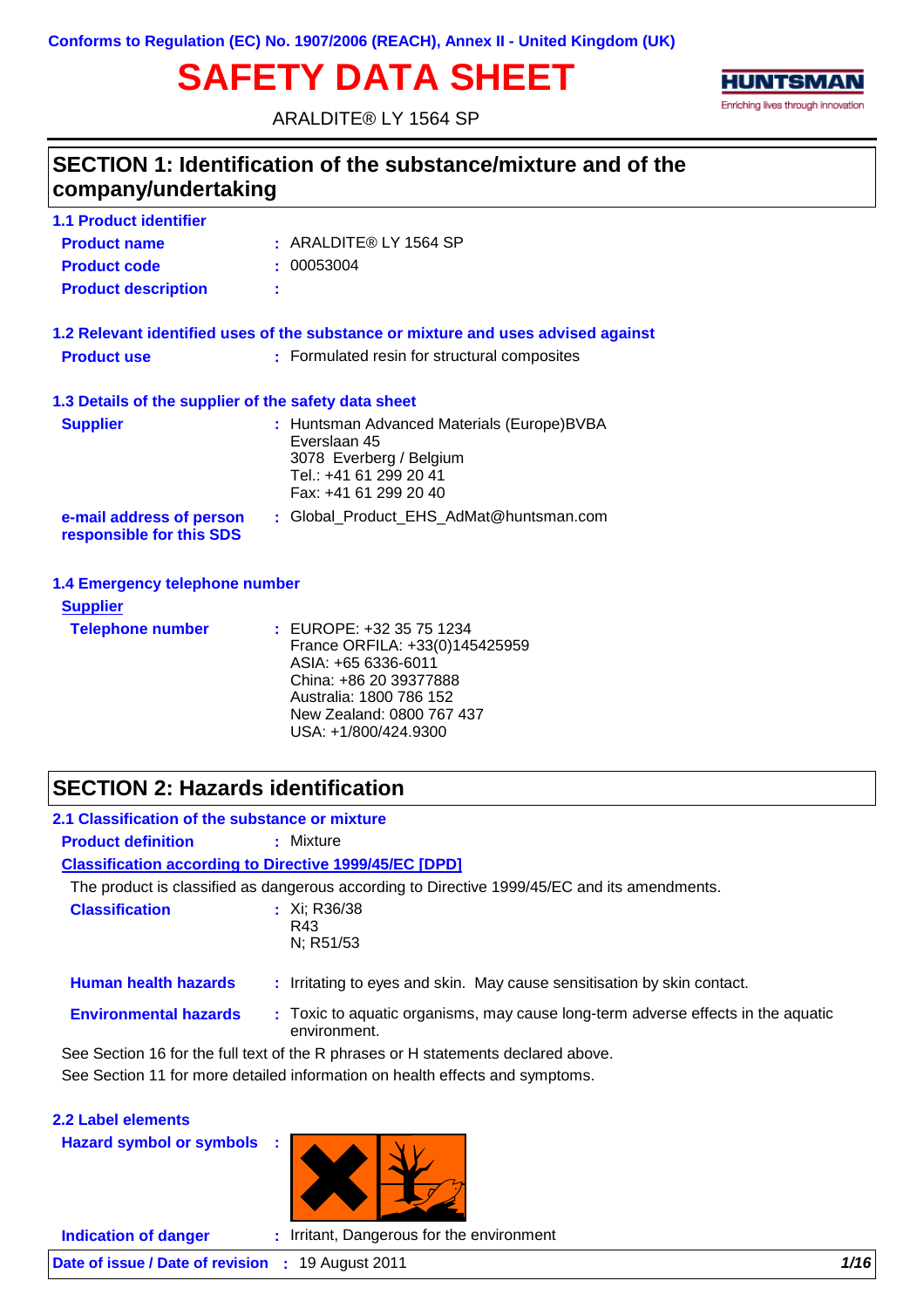Conforms to Regulation (EC) No. 1907/2006 (REACH), Annex II - United Kingdom (UK)

# SAFETY DATA SHEET

ARALDITE® LY 1564 SP

## SECTION 1: Identification of the substance/mixture and of the company/undertaking

### 1.1 Product identifier

**Product name** : ARALDITE® LY 1564 SP

**Product code** : 00053004

**Product description** :

### 1.2 Relevant identified uses of the substance or mixture and uses advised against

**Product use** : Formulated resin for structural composites

### 1.3 Details of the supplier of the safety data sheet

**Supplier** : Huntsman Advanced Materials (Europe)BVBA
Everslaan 45
3078 Everberg / Belgium
Tel.: +41 61 299 20 41
Fax: +41 61 299 20 40

**e-mail address of person responsible for this SDS** : Global_Product_EHS_AdMat@huntsman.com

### 1.4 Emergency telephone number

**Supplier**

**Telephone number** : EUROPE: +32 35 75 1234
France ORFILA: +33(0)145425959
ASIA: +65 6336-6011
China: +86 20 39377888
Australia: 1800 786 152
New Zealand: 0800 767 437
USA: +1/800/424.9300

## SECTION 2: Hazards identification

### 2.1 Classification of the substance or mixture

**Product definition** : Mixture

**Classification according to Directive 1999/45/EC [DPD]**

The product is classified as dangerous according to Directive 1999/45/EC and its amendments.

**Classification** : Xi; R36/38
R43
N; R51/53

**Human health hazards** : Irritating to eyes and skin. May cause sensitisation by skin contact.

**Environmental hazards** : Toxic to aquatic organisms, may cause long-term adverse effects in the aquatic environment.

See Section 16 for the full text of the R phrases or H statements declared above.

See Section 11 for more detailed information on health effects and symptoms.

### 2.2 Label elements

**Hazard symbol or symbols** :

**Indication of danger** : Irritant, Dangerous for the environment

**Date of issue / Date of revision** : 19 August 2011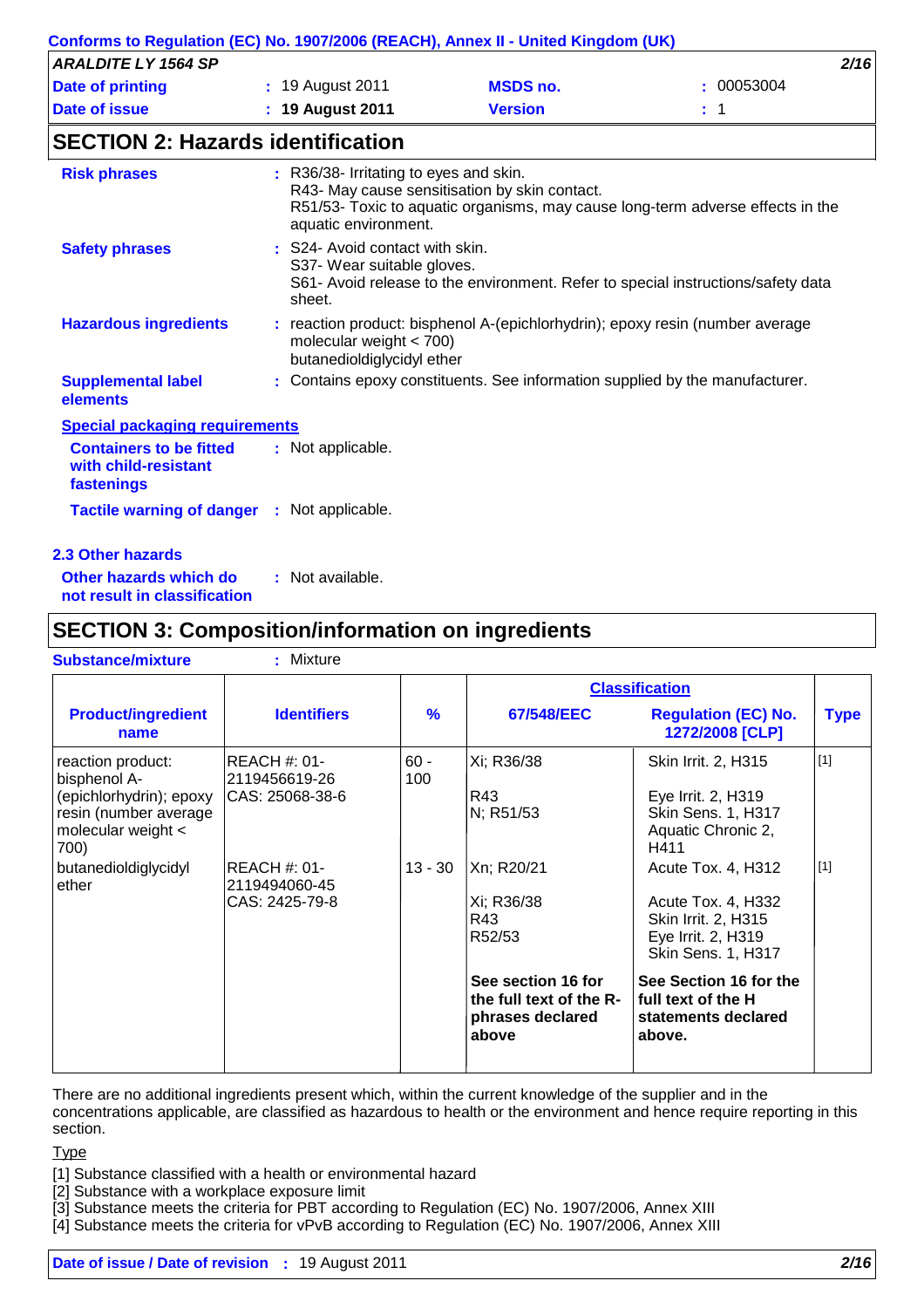## SECTION 2: Hazards identification

**Risk phrases** : R36/38- Irritating to eyes and skin.
R43- May cause sensitisation by skin contact.
R51/53- Toxic to aquatic organisms, may cause long-term adverse effects in the aquatic environment.

**Safety phrases** : S24- Avoid contact with skin.
S37- Wear suitable gloves.
S61- Avoid release to the environment. Refer to special instructions/safety data sheet.

**Hazardous ingredients** : reaction product: bisphenol A-(epichlorhydrin); epoxy resin (number average molecular weight < 700)
butanedioldiglycidyl ether

**Supplemental label elements** : Contains epoxy constituents. See information supplied by the manufacturer.

**Special packaging requirements**

**Containers to be fitted with child-resistant fastenings** : Not applicable.

**Tactile warning of danger** : Not applicable.

### 2.3 Other hazards

**Other hazards which do not result in classification** : Not available.

## SECTION 3: Composition/information on ingredients

**Substance/mixture** : Mixture

| Product/ingredient name | Identifiers | % | Classification 67/548/EEC | Classification Regulation (EC) No. 1272/2008 [CLP] | Type |
|---|---|---|---|---|---|
| reaction product: bisphenol A-(epichlorhydrin); epoxy resin (number average molecular weight < 700) | REACH #: 01-2119456619-26<br>CAS: 25068-38-6 | 60 - 100 | Xi; R36/38<br>R43<br>N; R51/53 | Skin Irrit. 2, H315<br>Eye Irrit. 2, H319<br>Skin Sens. 1, H317<br>Aquatic Chronic 2, H411 | [1] |
| butanedioldiglycidyl ether | REACH #: 01-2119494060-45<br>CAS: 2425-79-8 | 13 - 30 | Xn; R20/21<br>Xi; R36/38<br>R43<br>R52/53 | Acute Tox. 4, H312<br>Acute Tox. 4, H332<br>Skin Irrit. 2, H315<br>Eye Irrit. 2, H319<br>Skin Sens. 1, H317 | [1] |
| | | | **See section 16 for the full text of the R-phrases declared above** | **See Section 16 for the full text of the H statements declared above.** | |

There are no additional ingredients present which, within the current knowledge of the supplier and in the concentrations applicable, are classified as hazardous to health or the environment and hence require reporting in this section.

Type

[1] Substance classified with a health or environmental hazard
[2] Substance with a workplace exposure limit
[3] Substance meets the criteria for PBT according to Regulation (EC) No. 1907/2006, Annex XIII
[4] Substance meets the criteria for vPvB according to Regulation (EC) No. 1907/2006, Annex XIII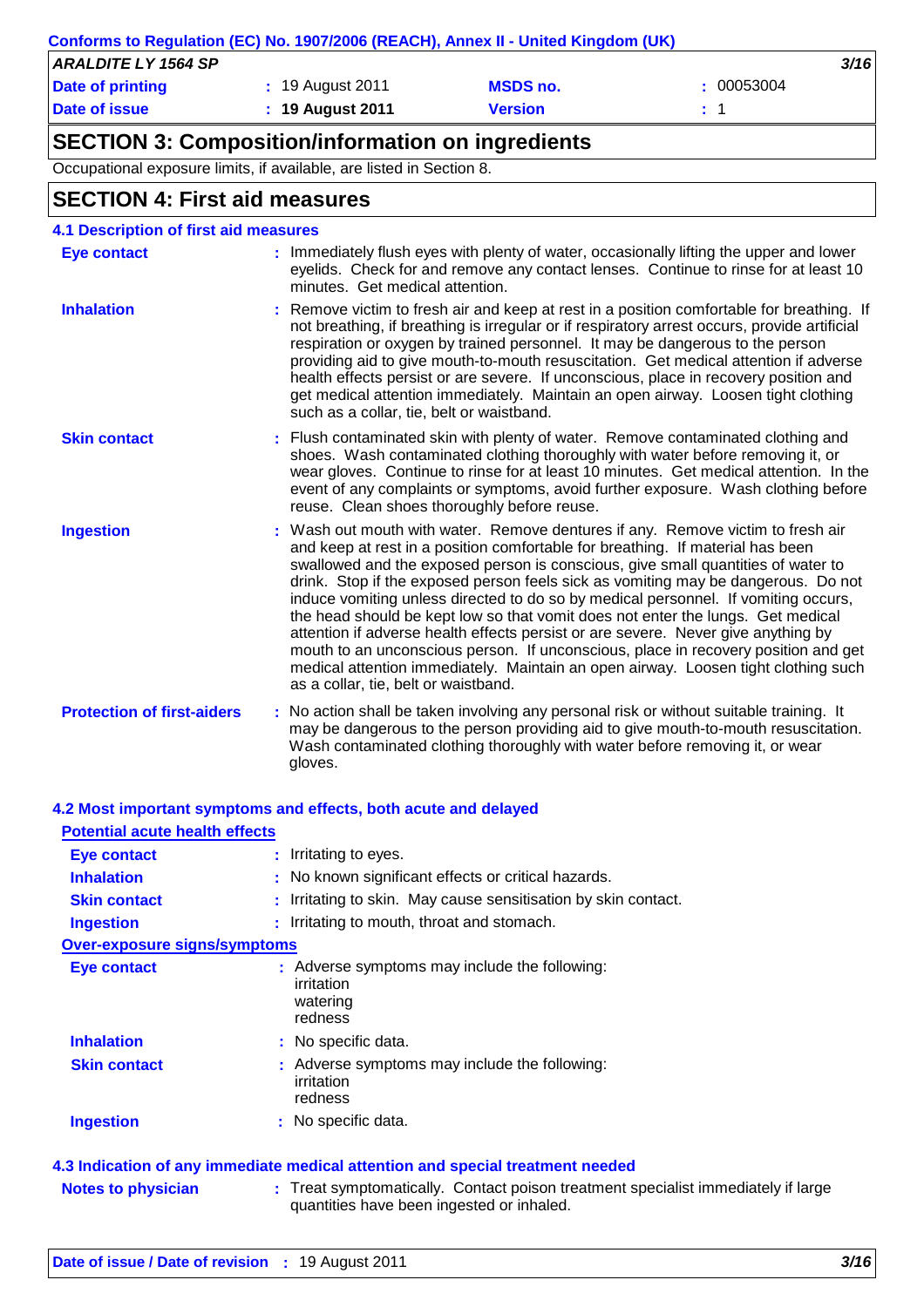## SECTION 3: Composition/information on ingredients

Occupational exposure limits, if available, are listed in Section 8.

## SECTION 4: First aid measures

### 4.1 Description of first aid measures

**Eye contact** : Immediately flush eyes with plenty of water, occasionally lifting the upper and lower eyelids. Check for and remove any contact lenses. Continue to rinse for at least 10 minutes. Get medical attention.

**Inhalation** : Remove victim to fresh air and keep at rest in a position comfortable for breathing. If not breathing, if breathing is irregular or if respiratory arrest occurs, provide artificial respiration or oxygen by trained personnel. It may be dangerous to the person providing aid to give mouth-to-mouth resuscitation. Get medical attention if adverse health effects persist or are severe. If unconscious, place in recovery position and get medical attention immediately. Maintain an open airway. Loosen tight clothing such as a collar, tie, belt or waistband.

**Skin contact** : Flush contaminated skin with plenty of water. Remove contaminated clothing and shoes. Wash contaminated clothing thoroughly with water before removing it, or wear gloves. Continue to rinse for at least 10 minutes. Get medical attention. In the event of any complaints or symptoms, avoid further exposure. Wash clothing before reuse. Clean shoes thoroughly before reuse.

**Ingestion** : Wash out mouth with water. Remove dentures if any. Remove victim to fresh air and keep at rest in a position comfortable for breathing. If material has been swallowed and the exposed person is conscious, give small quantities of water to drink. Stop if the exposed person feels sick as vomiting may be dangerous. Do not induce vomiting unless directed to do so by medical personnel. If vomiting occurs, the head should be kept low so that vomit does not enter the lungs. Get medical attention if adverse health effects persist or are severe. Never give anything by mouth to an unconscious person. If unconscious, place in recovery position and get medical attention immediately. Maintain an open airway. Loosen tight clothing such as a collar, tie, belt or waistband.

**Protection of first-aiders** : No action shall be taken involving any personal risk or without suitable training. It may be dangerous to the person providing aid to give mouth-to-mouth resuscitation. Wash contaminated clothing thoroughly with water before removing it, or wear gloves.

### 4.2 Most important symptoms and effects, both acute and delayed

**Potential acute health effects**

**Eye contact** : Irritating to eyes.

**Inhalation** : No known significant effects or critical hazards.

**Skin contact** : Irritating to skin. May cause sensitisation by skin contact.

**Ingestion** : Irritating to mouth, throat and stomach.

**Over-exposure signs/symptoms**

**Eye contact** : Adverse symptoms may include the following:
irritation
watering
redness

**Inhalation** : No specific data.

**Skin contact** : Adverse symptoms may include the following:
irritation
redness

**Ingestion** : No specific data.

### 4.3 Indication of any immediate medical attention and special treatment needed

**Notes to physician** : Treat symptomatically. Contact poison treatment specialist immediately if large quantities have been ingested or inhaled.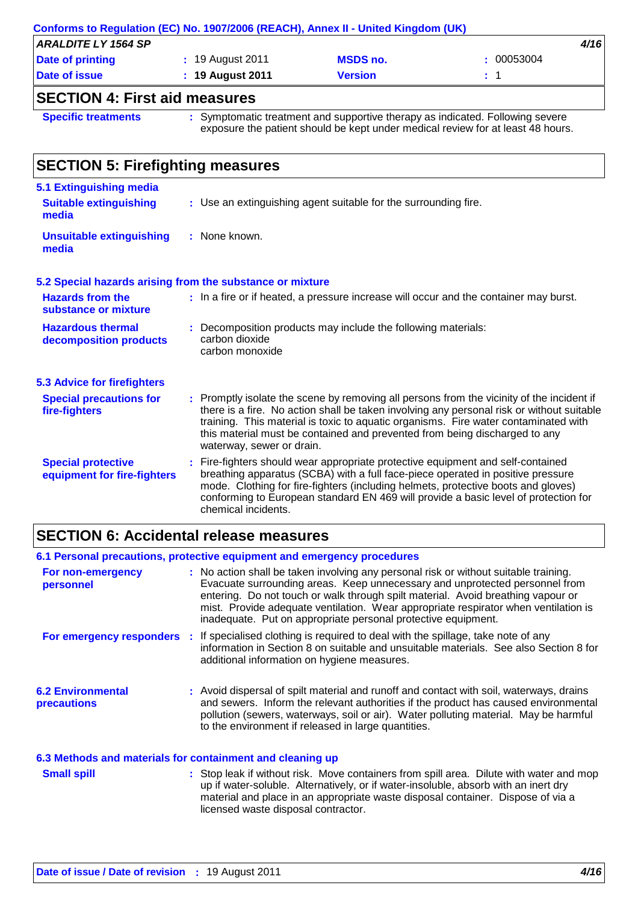## SECTION 4: First aid measures

**Specific treatments** : Symptomatic treatment and supportive therapy as indicated. Following severe exposure the patient should be kept under medical review for at least 48 hours.

## SECTION 5: Firefighting measures

### 5.1 Extinguishing media

**Suitable extinguishing media** : Use an extinguishing agent suitable for the surrounding fire.

**Unsuitable extinguishing media** : None known.

### 5.2 Special hazards arising from the substance or mixture

**Hazards from the substance or mixture** : In a fire or if heated, a pressure increase will occur and the container may burst.

**Hazardous thermal decomposition products** : Decomposition products may include the following materials:
carbon dioxide
carbon monoxide

### 5.3 Advice for firefighters

**Special precautions for fire-fighters** : Promptly isolate the scene by removing all persons from the vicinity of the incident if there is a fire. No action shall be taken involving any personal risk or without suitable training. This material is toxic to aquatic organisms. Fire water contaminated with this material must be contained and prevented from being discharged to any waterway, sewer or drain.

**Special protective equipment for fire-fighters** : Fire-fighters should wear appropriate protective equipment and self-contained breathing apparatus (SCBA) with a full face-piece operated in positive pressure mode. Clothing for fire-fighters (including helmets, protective boots and gloves) conforming to European standard EN 469 will provide a basic level of protection for chemical incidents.

## SECTION 6: Accidental release measures

### 6.1 Personal precautions, protective equipment and emergency procedures

**For non-emergency personnel** : No action shall be taken involving any personal risk or without suitable training. Evacuate surrounding areas. Keep unnecessary and unprotected personnel from entering. Do not touch or walk through spilt material. Avoid breathing vapour or mist. Provide adequate ventilation. Wear appropriate respirator when ventilation is inadequate. Put on appropriate personal protective equipment.

**For emergency responders** : If specialised clothing is required to deal with the spillage, take note of any information in Section 8 on suitable and unsuitable materials. See also Section 8 for additional information on hygiene measures.

### 6.2 Environmental precautions

: Avoid dispersal of spilt material and runoff and contact with soil, waterways, drains and sewers. Inform the relevant authorities if the product has caused environmental pollution (sewers, waterways, soil or air). Water polluting material. May be harmful to the environment if released in large quantities.

### 6.3 Methods and materials for containment and cleaning up

**Small spill** : Stop leak if without risk. Move containers from spill area. Dilute with water and mop up if water-soluble. Alternatively, or if water-insoluble, absorb with an inert dry material and place in an appropriate waste disposal container. Dispose of via a licensed waste disposal contractor.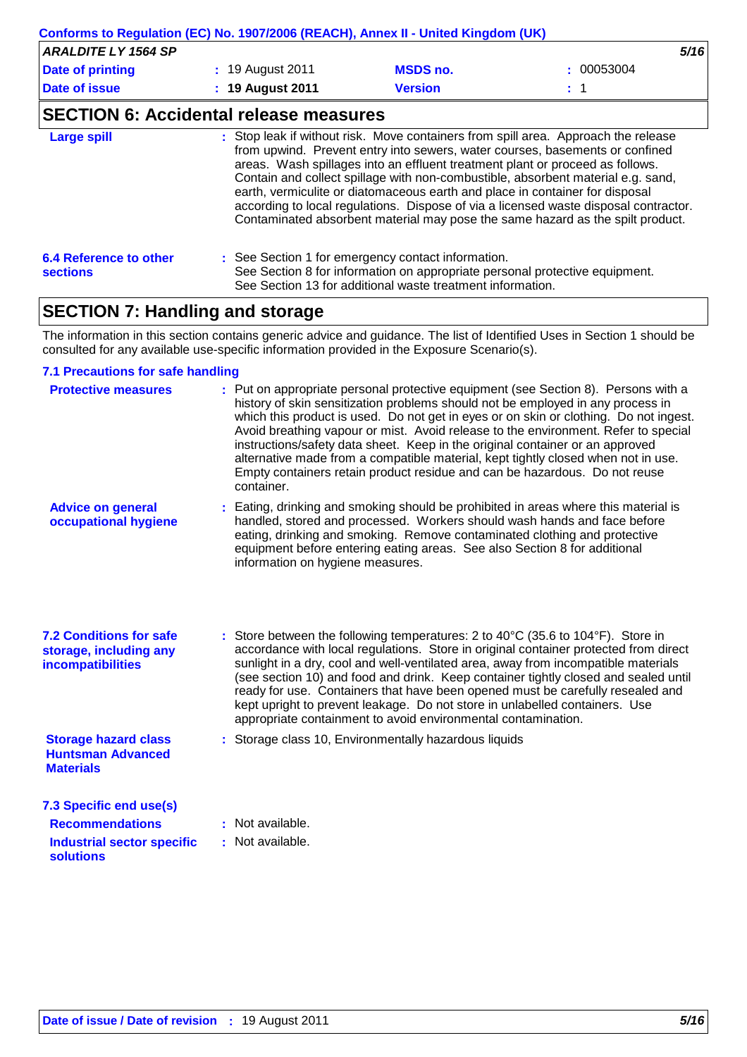## SECTION 6: Accidental release measures

**Large spill** : Stop leak if without risk. Move containers from spill area. Approach the release from upwind. Prevent entry into sewers, water courses, basements or confined areas. Wash spillages into an effluent treatment plant or proceed as follows. Contain and collect spillage with non-combustible, absorbent material e.g. sand, earth, vermiculite or diatomaceous earth and place in container for disposal according to local regulations. Dispose of via a licensed waste disposal contractor. Contaminated absorbent material may pose the same hazard as the spilt product.

**6.4 Reference to other sections** : See Section 1 for emergency contact information.
See Section 8 for information on appropriate personal protective equipment.
See Section 13 for additional waste treatment information.

## SECTION 7: Handling and storage

The information in this section contains generic advice and guidance. The list of Identified Uses in Section 1 should be consulted for any available use-specific information provided in the Exposure Scenario(s).

### 7.1 Precautions for safe handling

**Protective measures** : Put on appropriate personal protective equipment (see Section 8). Persons with a history of skin sensitization problems should not be employed in any process in which this product is used. Do not get in eyes or on skin or clothing. Do not ingest. Avoid breathing vapour or mist. Avoid release to the environment. Refer to special instructions/safety data sheet. Keep in the original container or an approved alternative made from a compatible material, kept tightly closed when not in use. Empty containers retain product residue and can be hazardous. Do not reuse container.

**Advice on general occupational hygiene** : Eating, drinking and smoking should be prohibited in areas where this material is handled, stored and processed. Workers should wash hands and face before eating, drinking and smoking. Remove contaminated clothing and protective equipment before entering eating areas. See also Section 8 for additional information on hygiene measures.

**7.2 Conditions for safe storage, including any incompatibilities** : Store between the following temperatures: 2 to 40°C (35.6 to 104°F). Store in accordance with local regulations. Store in original container protected from direct sunlight in a dry, cool and well-ventilated area, away from incompatible materials (see section 10) and food and drink. Keep container tightly closed and sealed until ready for use. Containers that have been opened must be carefully resealed and kept upright to prevent leakage. Do not store in unlabelled containers. Use appropriate containment to avoid environmental contamination.

**Storage hazard class Huntsman Advanced Materials** : Storage class 10, Environmentally hazardous liquids

### 7.3 Specific end use(s)

**Recommendations** : Not available.

**Industrial sector specific solutions** : Not available.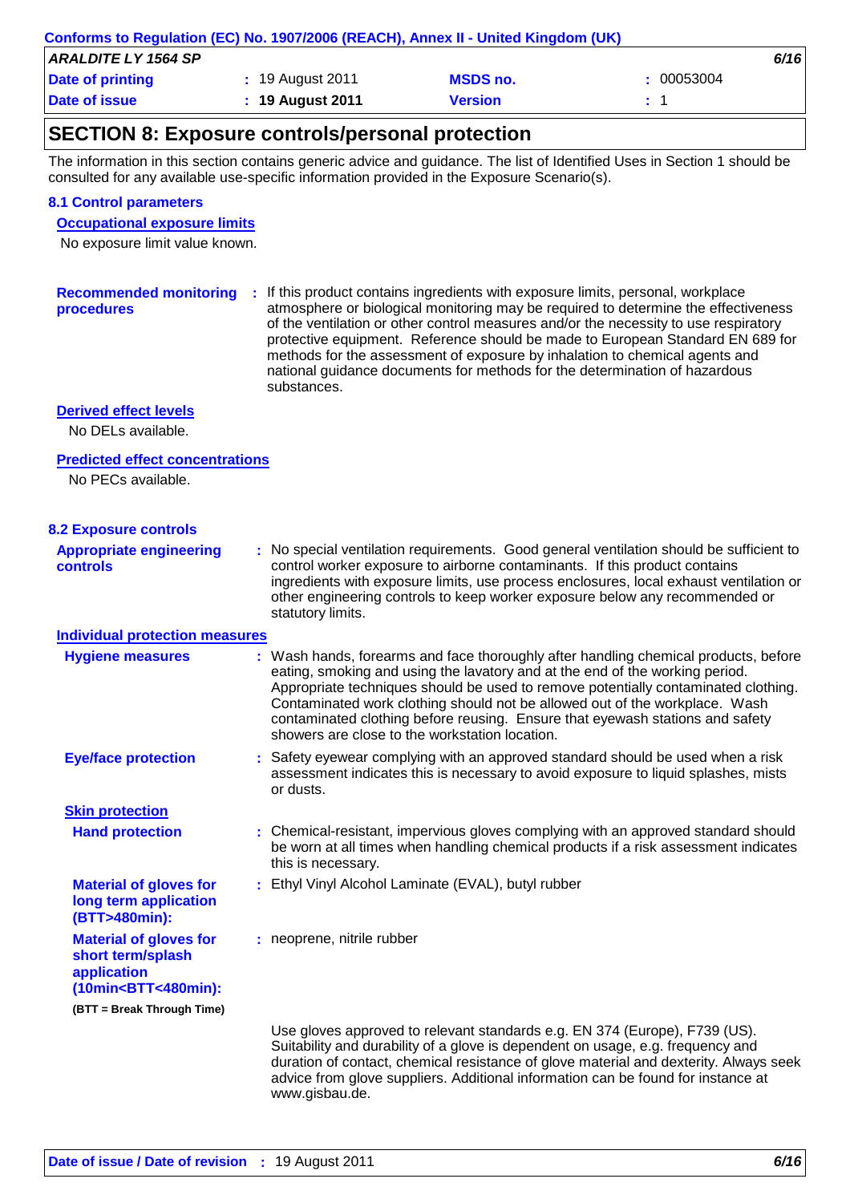## SECTION 8: Exposure controls/personal protection

The information in this section contains generic advice and guidance. The list of Identified Uses in Section 1 should be consulted for any available use-specific information provided in the Exposure Scenario(s).

### 8.1 Control parameters

**Occupational exposure limits**

No exposure limit value known.

**Recommended monitoring procedures** : If this product contains ingredients with exposure limits, personal, workplace atmosphere or biological monitoring may be required to determine the effectiveness of the ventilation or other control measures and/or the necessity to use respiratory protective equipment. Reference should be made to European Standard EN 689 for methods for the assessment of exposure by inhalation to chemical agents and national guidance documents for methods for the determination of hazardous substances.

**Derived effect levels**

No DELs available.

**Predicted effect concentrations**

No PECs available.

### 8.2 Exposure controls

**Appropriate engineering controls** : No special ventilation requirements. Good general ventilation should be sufficient to control worker exposure to airborne contaminants. If this product contains ingredients with exposure limits, use process enclosures, local exhaust ventilation or other engineering controls to keep worker exposure below any recommended or statutory limits.

**Individual protection measures**

**Hygiene measures** : Wash hands, forearms and face thoroughly after handling chemical products, before eating, smoking and using the lavatory and at the end of the working period. Appropriate techniques should be used to remove potentially contaminated clothing. Contaminated work clothing should not be allowed out of the workplace. Wash contaminated clothing before reusing. Ensure that eyewash stations and safety showers are close to the workstation location.

**Eye/face protection** : Safety eyewear complying with an approved standard should be used when a risk assessment indicates this is necessary to avoid exposure to liquid splashes, mists or dusts.

**Skin protection**

**Hand protection** : Chemical-resistant, impervious gloves complying with an approved standard should be worn at all times when handling chemical products if a risk assessment indicates this is necessary.

**Material of gloves for long term application (BTT>480min):** : Ethyl Vinyl Alcohol Laminate (EVAL), butyl rubber

**Material of gloves for short term/splash application (10min<BTT<480min):** : neoprene, nitrile rubber

**(BTT = Break Through Time)**

Use gloves approved to relevant standards e.g. EN 374 (Europe), F739 (US). Suitability and durability of a glove is dependent on usage, e.g. frequency and duration of contact, chemical resistance of glove material and dexterity. Always seek advice from glove suppliers. Additional information can be found for instance at www.gisbau.de.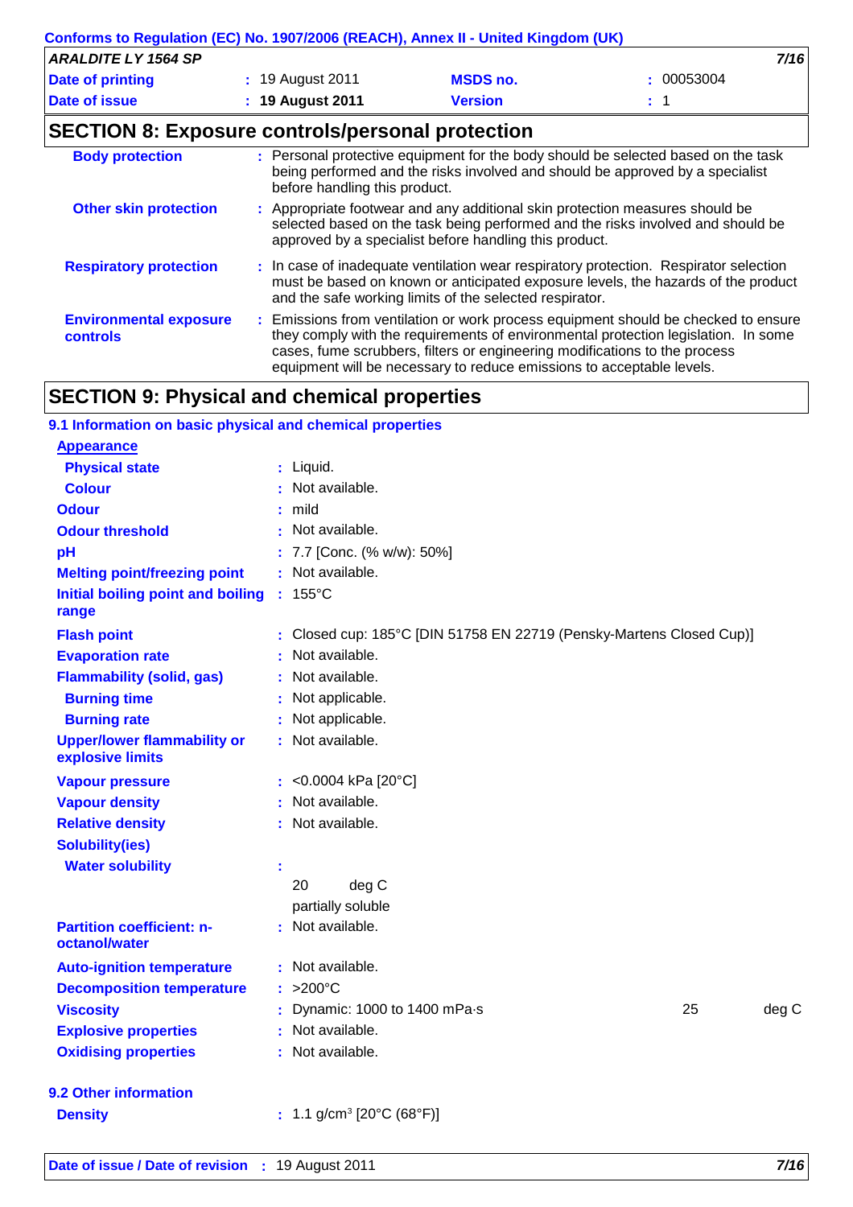## SECTION 8: Exposure controls/personal protection

| | |
|---|---|
| **Body protection** | : Personal protective equipment for the body should be selected based on the task being performed and the risks involved and should be approved by a specialist before handling this product. |
| **Other skin protection** | : Appropriate footwear and any additional skin protection measures should be selected based on the task being performed and the risks involved and should be approved by a specialist before handling this product. |
| **Respiratory protection** | : In case of inadequate ventilation wear respiratory protection. Respirator selection must be based on known or anticipated exposure levels, the hazards of the product and the safe working limits of the selected respirator. |
| **Environmental exposure controls** | : Emissions from ventilation or work process equipment should be checked to ensure they comply with the requirements of environmental protection legislation. In some cases, fume scrubbers, filters or engineering modifications to the process equipment will be necessary to reduce emissions to acceptable levels. |

## SECTION 9: Physical and chemical properties

### 9.1 Information on basic physical and chemical properties

**Appearance**

| | |
|---|---|
| **Physical state** | : Liquid. |
| **Colour** | : Not available. |
| **Odour** | : mild |
| **Odour threshold** | : Not available. |
| **pH** | : 7.7 [Conc. (% w/w): 50%] |
| **Melting point/freezing point** | : Not available. |
| **Initial boiling point and boiling range** | : 155°C |
| **Flash point** | : Closed cup: 185°C [DIN 51758 EN 22719 (Pensky-Martens Closed Cup)] |
| **Evaporation rate** | : Not available. |
| **Flammability (solid, gas)** | : Not available. |
| **Burning time** | : Not applicable. |
| **Burning rate** | : Not applicable. |
| **Upper/lower flammability or explosive limits** | : Not available. |
| **Vapour pressure** | : <0.0004 kPa [20°C] |
| **Vapour density** | : Not available. |
| **Relative density** | : Not available. |
| **Solubility(ies)** | |
| **Water solubility** | : 20 deg C partially soluble |
| **Partition coefficient: n-octanol/water** | : Not available. |
| **Auto-ignition temperature** | : Not available. |
| **Decomposition temperature** | : >200°C |
| **Viscosity** | : Dynamic: 1000 to 1400 mPa·s 25 deg C |
| **Explosive properties** | : Not available. |
| **Oxidising properties** | : Not available. |

### 9.2 Other information

| | |
|---|---|
| **Density** | : 1.1 g/cm$^3$ [20°C (68°F)] |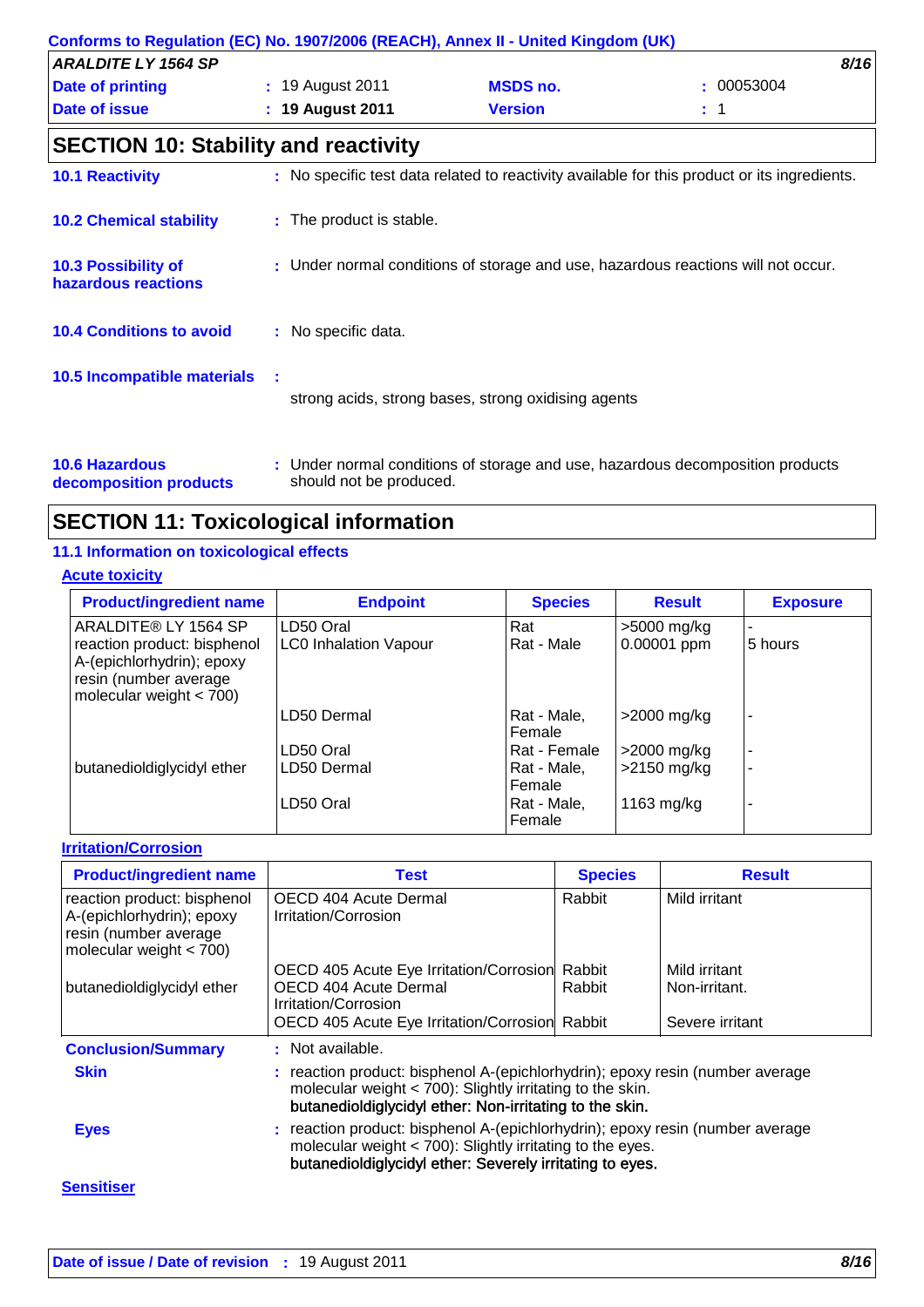## SECTION 10: Stability and reactivity

**10.1 Reactivity** : No specific test data related to reactivity available for this product or its ingredients.

**10.2 Chemical stability** : The product is stable.

**10.3 Possibility of hazardous reactions** : Under normal conditions of storage and use, hazardous reactions will not occur.

**10.4 Conditions to avoid** : No specific data.

**10.5 Incompatible materials** : strong acids, strong bases, strong oxidising agents

**10.6 Hazardous decomposition products** : Under normal conditions of storage and use, hazardous decomposition products should not be produced.

## SECTION 11: Toxicological information

### 11.1 Information on toxicological effects

**Acute toxicity**

| Product/ingredient name | Endpoint | Species | Result | Exposure |
|---|---|---|---|---|
| ARALDITE® LY 1564 SP | LD50 Oral | Rat | >5000 mg/kg | - |
| reaction product: bisphenol A-(epichlorhydrin); epoxy resin (number average molecular weight < 700) | LC0 Inhalation Vapour | Rat - Male | 0.00001 ppm | 5 hours |
| | LD50 Dermal | Rat - Male, Female | >2000 mg/kg | - |
| | LD50 Oral | Rat - Female | >2000 mg/kg | - |
| butanedioldiglycidyl ether | LD50 Dermal | Rat - Male, Female | >2150 mg/kg | - |
| | LD50 Oral | Rat - Male, Female | 1163 mg/kg | - |

**Irritation/Corrosion**

| Product/ingredient name | Test | Species | Result |
|---|---|---|---|
| reaction product: bisphenol A-(epichlorhydrin); epoxy resin (number average molecular weight < 700) | OECD 404 Acute Dermal Irritation/Corrosion | Rabbit | Mild irritant |
| | OECD 405 Acute Eye Irritation/Corrosion | Rabbit | Mild irritant |
| butanedioldiglycidyl ether | OECD 404 Acute Dermal Irritation/Corrosion | Rabbit | Non-irritant. |
| | OECD 405 Acute Eye Irritation/Corrosion | Rabbit | Severe irritant |

**Conclusion/Summary** : Not available.

**Skin** : reaction product: bisphenol A-(epichlorhydrin); epoxy resin (number average molecular weight < 700): Slightly irritating to the skin.
butanedioldiglycidyl ether: Non-irritating to the skin.

**Eyes** : reaction product: bisphenol A-(epichlorhydrin); epoxy resin (number average molecular weight < 700): Slightly irritating to the eyes.
butanedioldiglycidyl ether: Severely irritating to eyes.

**Sensitiser**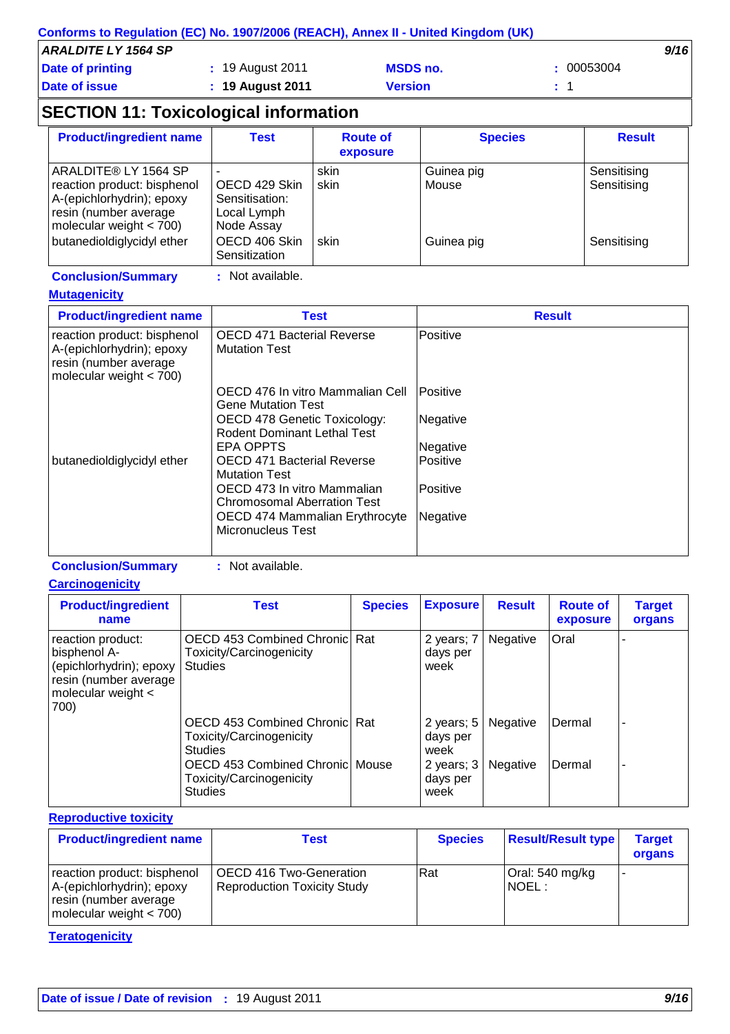## SECTION 11: Toxicological information

| Product/ingredient name | Test | Route of exposure | Species | Result |
|---|---|---|---|---|
| ARALDITE® LY 1564 SP | - | skin | Guinea pig | Sensitising |
| reaction product: bisphenol A-(epichlorhydrin); epoxy resin (number average molecular weight < 700) | OECD 429 Skin Sensitisation: Local Lymph Node Assay | skin | Mouse | Sensitising |
| butanedioldiglycidyl ether | OECD 406 Skin Sensitization | skin | Guinea pig | Sensitising |

**Conclusion/Summary** : Not available.

**Mutagenicity**

| Product/ingredient name | Test | Result |
|---|---|---|
| reaction product: bisphenol A-(epichlorhydrin); epoxy resin (number average molecular weight < 700) | OECD 471 Bacterial Reverse Mutation Test | Positive |
| | OECD 476 In vitro Mammalian Cell Gene Mutation Test | Positive |
| | OECD 478 Genetic Toxicology: Rodent Dominant Lethal Test | Negative |
| | EPA OPPTS | Negative |
| butanedioldiglycidyl ether | OECD 471 Bacterial Reverse Mutation Test | Positive |
| | OECD 473 In vitro Mammalian Chromosomal Aberration Test | Positive |
| | OECD 474 Mammalian Erythrocyte Micronucleus Test | Negative |

**Conclusion/Summary** : Not available.

**Carcinogenicity**

| Product/ingredient name | Test | Species | Exposure | Result | Route of exposure | Target organs |
|---|---|---|---|---|---|---|
| reaction product: bisphenol A-(epichlorhydrin); epoxy resin (number average molecular weight < 700) | OECD 453 Combined Chronic Toxicity/Carcinogenicity Studies | Rat | 2 years; 7 days per week | Negative | Oral | - |
| | OECD 453 Combined Chronic Toxicity/Carcinogenicity Studies | Rat | 2 years; 5 days per week | Negative | Dermal | - |
| | OECD 453 Combined Chronic Toxicity/Carcinogenicity Studies | Mouse | 2 years; 3 days per week | Negative | Dermal | - |

**Reproductive toxicity**

| Product/ingredient name | Test | Species | Result/Result type | Target organs |
|---|---|---|---|---|
| reaction product: bisphenol A-(epichlorhydrin); epoxy resin (number average molecular weight < 700) | OECD 416 Two-Generation Reproduction Toxicity Study | Rat | Oral: 540 mg/kg NOEL : | - |

**Teratogenicity**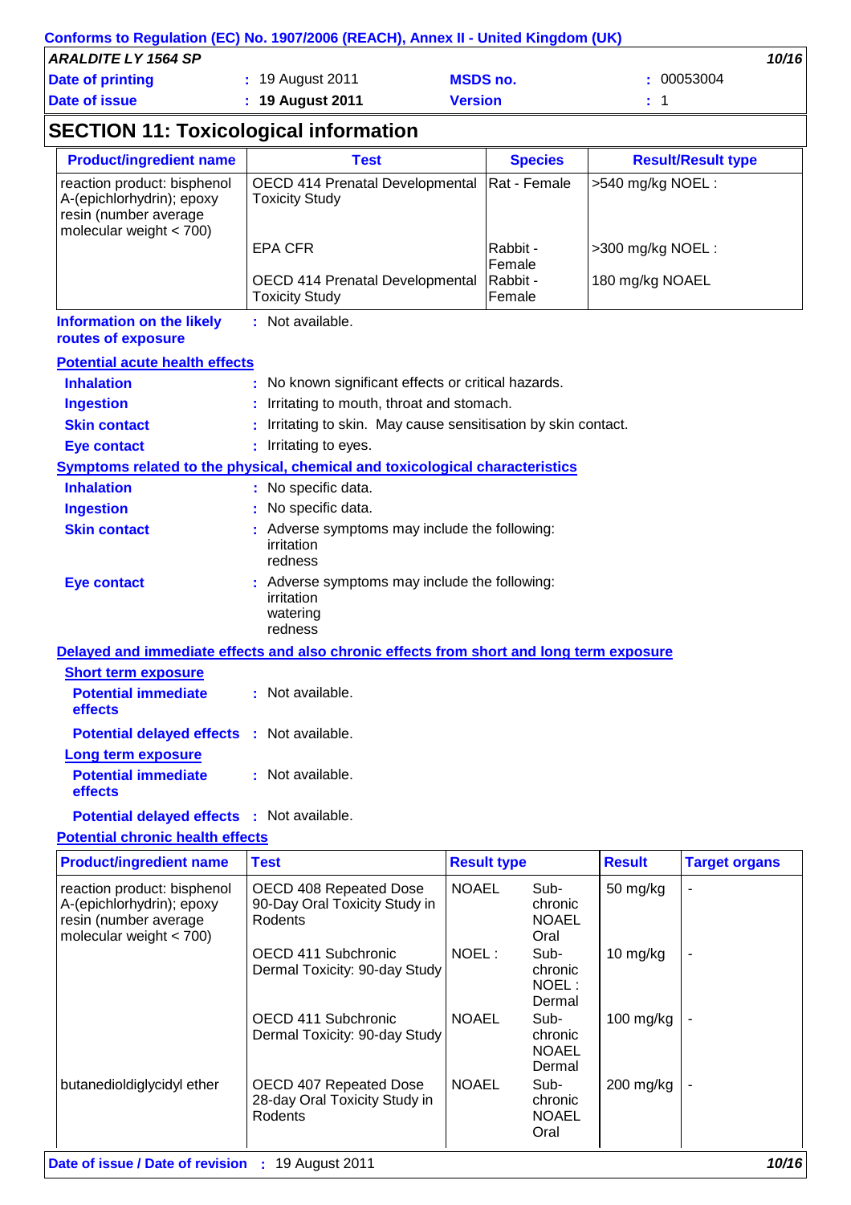## SECTION 11: Toxicological information

| Product/ingredient name | Test | Species | Result/Result type |
|---|---|---|---|
| reaction product: bisphenol A-(epichlorhydrin); epoxy resin (number average molecular weight < 700) | OECD 414 Prenatal Developmental Toxicity Study | Rat - Female | >540 mg/kg NOEL : |
| | EPA CFR | Rabbit - Female | >300 mg/kg NOEL : |
| | OECD 414 Prenatal Developmental Toxicity Study | Rabbit - Female | 180 mg/kg NOAEL |

**Information on the likely routes of exposure** : Not available.

**Potential acute health effects**

**Inhalation** : No known significant effects or critical hazards.

**Ingestion** : Irritating to mouth, throat and stomach.

**Skin contact** : Irritating to skin. May cause sensitisation by skin contact.

**Eye contact** : Irritating to eyes.

**Symptoms related to the physical, chemical and toxicological characteristics**

**Inhalation** : No specific data.

**Ingestion** : No specific data.

**Skin contact** : Adverse symptoms may include the following:
irritation
redness

**Eye contact** : Adverse symptoms may include the following:
irritation
watering
redness

**Delayed and immediate effects and also chronic effects from short and long term exposure**

**Short term exposure**

**Potential immediate effects** : Not available.

**Potential delayed effects** : Not available.

**Long term exposure**

**Potential immediate effects** : Not available.

**Potential delayed effects** : Not available.

**Potential chronic health effects**

| Product/ingredient name | Test | Result type | | Result | Target organs |
|---|---|---|---|---|---|
| reaction product: bisphenol A-(epichlorhydrin); epoxy resin (number average molecular weight < 700) | OECD 408 Repeated Dose 90-Day Oral Toxicity Study in Rodents | NOAEL | Sub-chronic NOAEL Oral | 50 mg/kg | - |
| | OECD 411 Subchronic Dermal Toxicity: 90-day Study | NOEL : | Sub-chronic NOEL : Dermal | 10 mg/kg | - |
| | OECD 411 Subchronic Dermal Toxicity: 90-day Study | NOAEL | Sub-chronic NOAEL Dermal | 100 mg/kg | - |
| butanedioldiglycidyl ether | OECD 407 Repeated Dose 28-day Oral Toxicity Study in Rodents | NOAEL | Sub-chronic NOAEL Oral | 200 mg/kg | - |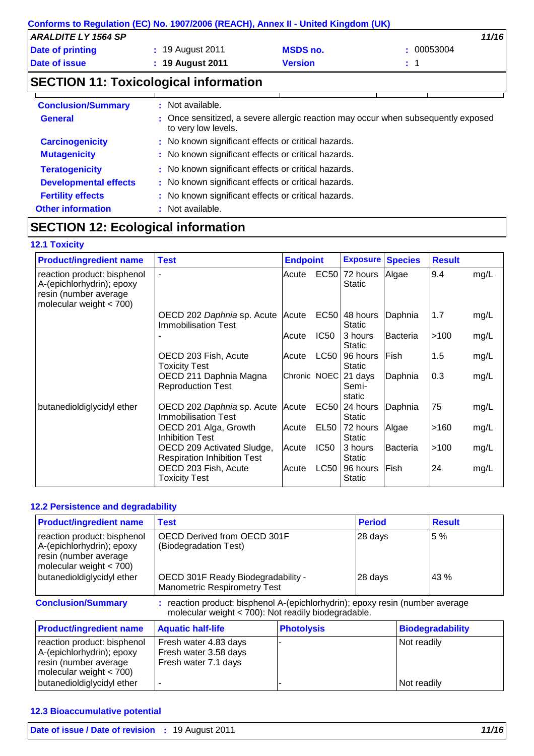## SECTION 11: Toxicological information

| | |
|---|---|
| **Conclusion/Summary** | : Not available. |
| **General** | : Once sensitized, a severe allergic reaction may occur when subsequently exposed to very low levels. |
| **Carcinogenicity** | : No known significant effects or critical hazards. |
| **Mutagenicity** | : No known significant effects or critical hazards. |
| **Teratogenicity** | : No known significant effects or critical hazards. |
| **Developmental effects** | : No known significant effects or critical hazards. |
| **Fertility effects** | : No known significant effects or critical hazards. |
| **Other information** | : Not available. |

## SECTION 12: Ecological information

### 12.1 Toxicity

| Product/ingredient name | Test | Endpoint | Exposure | Species | Result |
|---|---|---|---|---|---|
| reaction product: bisphenol A-(epichlorhydrin); epoxy resin (number average molecular weight < 700) | - | Acute EC50 | 72 hours Static | Algae | 9.4 mg/L |
| | OECD 202 *Daphnia* sp. Acute Immobilisation Test | Acute EC50 | 48 hours Static | Daphnia | 1.7 mg/L |
| | - | Acute IC50 | 3 hours Static | Bacteria | >100 mg/L |
| | OECD 203 Fish, Acute Toxicity Test | Acute LC50 | 96 hours Static | Fish | 1.5 mg/L |
| | OECD 211 Daphnia Magna Reproduction Test | Chronic NOEC | 21 days Semi-static | Daphnia | 0.3 mg/L |
| butanedioldiglycidyl ether | OECD 202 *Daphnia* sp. Acute Immobilisation Test | Acute EC50 | 24 hours Static | Daphnia | 75 mg/L |
| | OECD 201 Alga, Growth Inhibition Test | Acute EL50 | 72 hours Static | Algae | >160 mg/L |
| | OECD 209 Activated Sludge, Respiration Inhibition Test | Acute IC50 | 3 hours Static | Bacteria | >100 mg/L |
| | OECD 203 Fish, Acute Toxicity Test | Acute LC50 | 96 hours Static | Fish | 24 mg/L |

### 12.2 Persistence and degradability

| Product/ingredient name | Test | Period | Result |
|---|---|---|---|
| reaction product: bisphenol A-(epichlorhydrin); epoxy resin (number average molecular weight < 700) | OECD Derived from OECD 301F (Biodegradation Test) | 28 days | 5 % |
| butanedioldiglycidyl ether | OECD 301F Ready Biodegradability - Manometric Respirometry Test | 28 days | 43 % |

**Conclusion/Summary** : reaction product: bisphenol A-(epichlorhydrin); epoxy resin (number average molecular weight < 700): Not readily biodegradable.

| Product/ingredient name | Aquatic half-life | Photolysis | Biodegradability |
|---|---|---|---|
| reaction product: bisphenol A-(epichlorhydrin); epoxy resin (number average molecular weight < 700) | Fresh water 4.83 days<br>Fresh water 3.58 days<br>Fresh water 7.1 days | - | Not readily |
| butanedioldiglycidyl ether | - | - | Not readily |

### 12.3 Bioaccumulative potential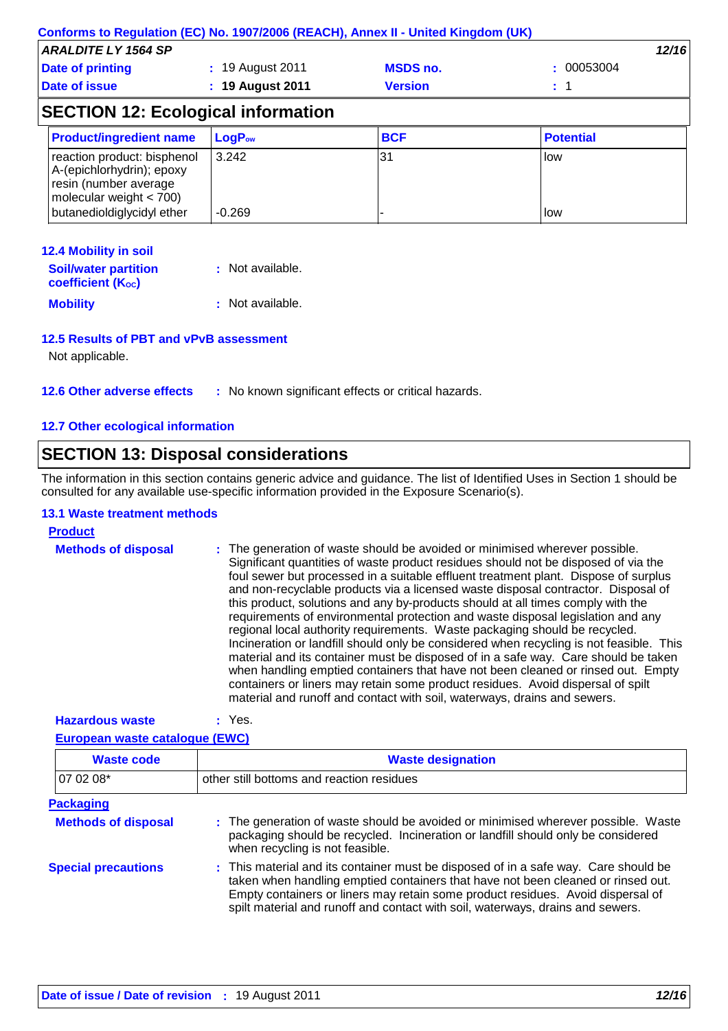## SECTION 12: Ecological information

| Product/ingredient name | $LogP_{ow}$ | BCF | Potential |
|---|---|---|---|
| reaction product: bisphenol A-(epichlorhydrin); epoxy resin (number average molecular weight < 700) | 3.242 | 31 | low |
| butanedioldiglycidyl ether | -0.269 | - | low |

### 12.4 Mobility in soil

**Soil/water partition coefficient ($K_{OC}$)** : Not available.

**Mobility** : Not available.

### 12.5 Results of PBT and vPvB assessment

Not applicable.

### 12.6 Other adverse effects

: No known significant effects or critical hazards.

### 12.7 Other ecological information

## SECTION 13: Disposal considerations

The information in this section contains generic advice and guidance. The list of Identified Uses in Section 1 should be consulted for any available use-specific information provided in the Exposure Scenario(s).

### 13.1 Waste treatment methods

**Product**

**Methods of disposal** : The generation of waste should be avoided or minimised wherever possible. Significant quantities of waste product residues should not be disposed of via the foul sewer but processed in a suitable effluent treatment plant. Dispose of surplus and non-recyclable products via a licensed waste disposal contractor. Disposal of this product, solutions and any by-products should at all times comply with the requirements of environmental protection and waste disposal legislation and any regional local authority requirements. Waste packaging should be recycled. Incineration or landfill should only be considered when recycling is not feasible. This material and its container must be disposed of in a safe way. Care should be taken when handling emptied containers that have not been cleaned or rinsed out. Empty containers or liners may retain some product residues. Avoid dispersal of spilt material and runoff and contact with soil, waterways, drains and sewers.

**Hazardous waste** : Yes.

**European waste catalogue (EWC)**

| Waste code | Waste designation |
|---|---|
| 07 02 08* | other still bottoms and reaction residues |

**Packaging**

**Methods of disposal** : The generation of waste should be avoided or minimised wherever possible. Waste packaging should be recycled. Incineration or landfill should only be considered when recycling is not feasible.

**Special precautions** : This material and its container must be disposed of in a safe way. Care should be taken when handling emptied containers that have not been cleaned or rinsed out. Empty containers or liners may retain some product residues. Avoid dispersal of spilt material and runoff and contact with soil, waterways, drains and sewers.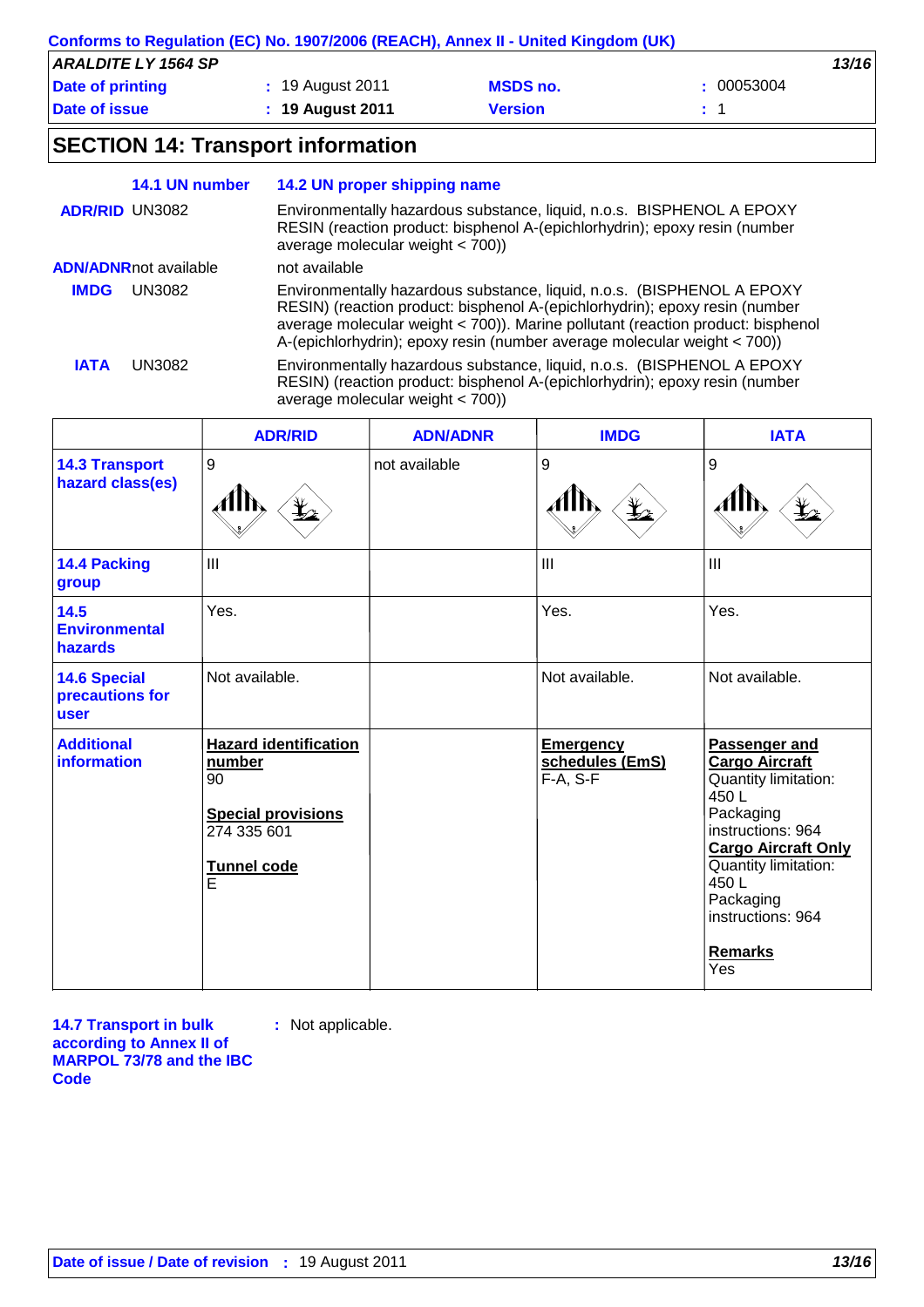Conforms to Regulation (EC) No. 1907/2006 (REACH), Annex II - United Kingdom (UK)

**ARALDITE LY 1564 SP**

| | | | |
|---|---|---|---|
| **Date of printing** | : 19 August 2011 | **MSDS no.** | : 00053004 |
| **Date of issue** | : **19 August 2011** | **Version** | : 1 |

## SECTION 14: Transport information

| | 14.1 UN number | 14.2 UN proper shipping name |
|---|---|---|
| **ADR/RID** | UN3082 | Environmentally hazardous substance, liquid, n.o.s. BISPHENOL A EPOXY RESIN (reaction product: bisphenol A-(epichlorhydrin); epoxy resin (number average molecular weight < 700)) |
| **ADN/ADNR** | not available | not available |
| **IMDG** | UN3082 | Environmentally hazardous substance, liquid, n.o.s. (BISPHENOL A EPOXY RESIN) (reaction product: bisphenol A-(epichlorhydrin); epoxy resin (number average molecular weight < 700)). Marine pollutant (reaction product: bisphenol A-(epichlorhydrin); epoxy resin (number average molecular weight < 700)) |
| **IATA** | UN3082 | Environmentally hazardous substance, liquid, n.o.s. (BISPHENOL A EPOXY RESIN) (reaction product: bisphenol A-(epichlorhydrin); epoxy resin (number average molecular weight < 700)) |

| | ADR/RID | ADN/ADNR | IMDG | IATA |
|---|---|---|---|---|
| **14.3 Transport hazard class(es)** | 9 | not available | 9 | 9 |
| **14.4 Packing group** | III | | III | III |
| **14.5 Environmental hazards** | Yes. | | Yes. | Yes. |
| **14.6 Special precautions for user** | Not available. | | Not available. | Not available. |
| **Additional information** | **Hazard identification number** 90 **Special provisions** 274 335 601 **Tunnel code** E | | **Emergency schedules (EmS)** F-A, S-F | **Passenger and Cargo Aircraft** Quantity limitation: 450 L Packaging instructions: 964 **Cargo Aircraft Only** Quantity limitation: 450 L Packaging instructions: 964 **Remarks** Yes |

**14.7 Transport in bulk according to Annex II of MARPOL 73/78 and the IBC Code** : Not applicable.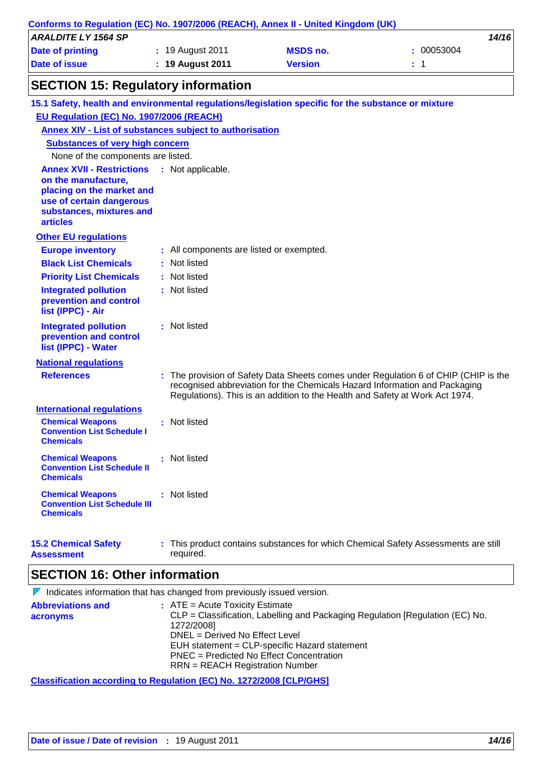## SECTION 15: Regulatory information

### 15.1 Safety, health and environmental regulations/legislation specific for the substance or mixture

**EU Regulation (EC) No. 1907/2006 (REACH)**

**Annex XIV - List of substances subject to authorisation**

**Substances of very high concern**

None of the components are listed.

**Annex XVII - Restrictions on the manufacture, placing on the market and use of certain dangerous substances, mixtures and articles** : Not applicable.

**Other EU regulations**

| | |
|---|---|
| **Europe inventory** | : All components are listed or exempted. |
| **Black List Chemicals** | : Not listed |
| **Priority List Chemicals** | : Not listed |
| **Integrated pollution prevention and control list (IPPC) - Air** | : Not listed |
| **Integrated pollution prevention and control list (IPPC) - Water** | : Not listed |

**National regulations**

**References** : The provision of Safety Data Sheets comes under Regulation 6 of CHIP (CHIP is the recognised abbreviation for the Chemicals Hazard Information and Packaging Regulations). This is an addition to the Health and Safety at Work Act 1974.

**International regulations**

| | |
|---|---|
| **Chemical Weapons Convention List Schedule I Chemicals** | : Not listed |
| **Chemical Weapons Convention List Schedule II Chemicals** | : Not listed |
| **Chemical Weapons Convention List Schedule III Chemicals** | : Not listed |

**15.2 Chemical Safety Assessment** : This product contains substances for which Chemical Safety Assessments are still required.

## SECTION 16: Other information

Indicates information that has changed from previously issued version.

**Abbreviations and acronyms** : ATE = Acute Toxicity Estimate
CLP = Classification, Labelling and Packaging Regulation [Regulation (EC) No. 1272/2008]
DNEL = Derived No Effect Level
EUH statement = CLP-specific Hazard statement
PNEC = Predicted No Effect Concentration
RRN = REACH Registration Number

**Classification according to Regulation (EC) No. 1272/2008 [CLP/GHS]**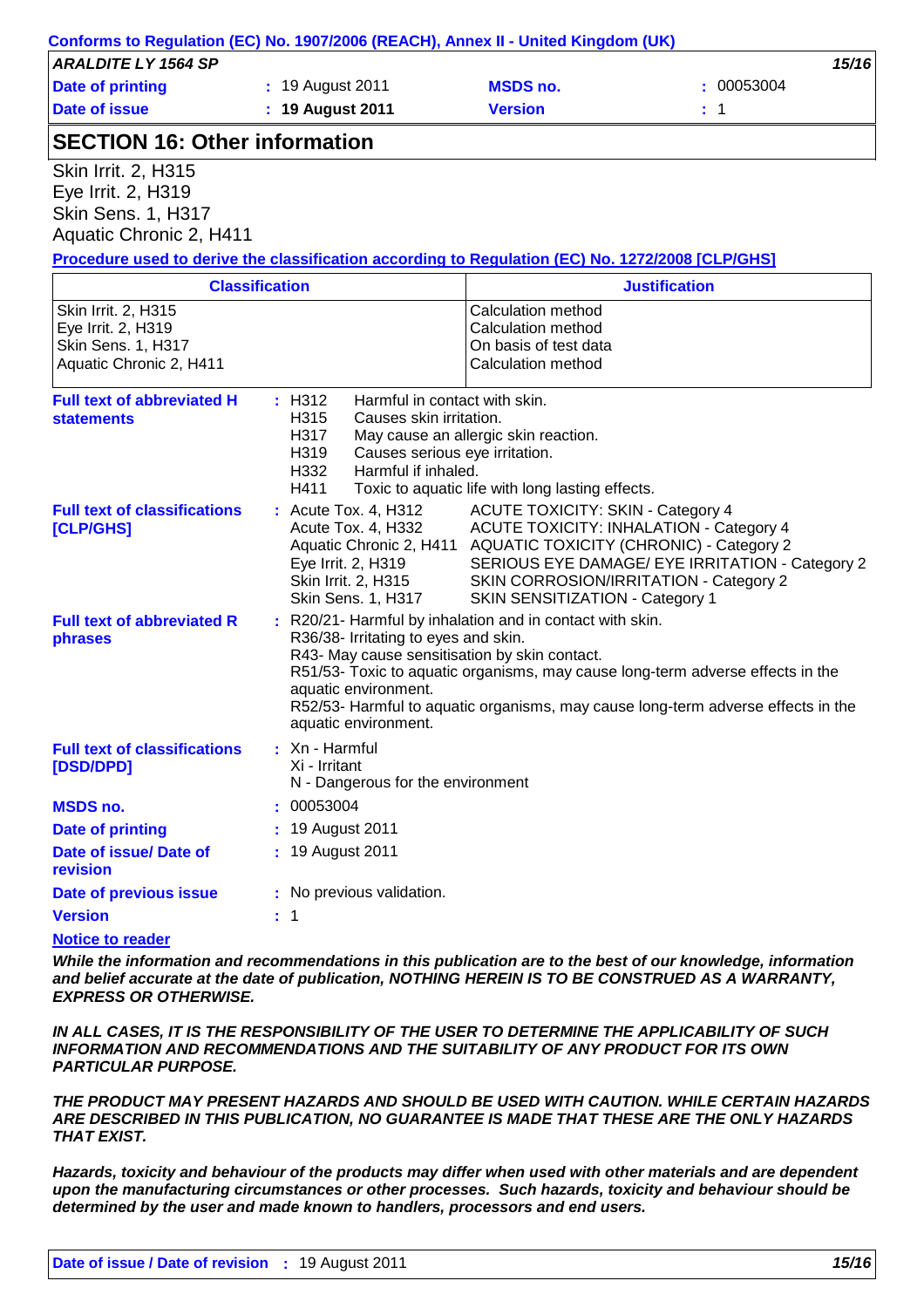## SECTION 16: Other information

Skin Irrit. 2, H315
Eye Irrit. 2, H319
Skin Sens. 1, H317
Aquatic Chronic 2, H411

**Procedure used to derive the classification according to Regulation (EC) No. 1272/2008 [CLP/GHS]**

| Classification | Justification |
| --- | --- |
| Skin Irrit. 2, H315<br>Eye Irrit. 2, H319<br>Skin Sens. 1, H317<br>Aquatic Chronic 2, H411 | Calculation method<br>Calculation method<br>On basis of test data<br>Calculation method |

**Full text of abbreviated H statements** :
- H312 Harmful in contact with skin.
- H315 Causes skin irritation.
- H317 May cause an allergic skin reaction.
- H319 Causes serious eye irritation.
- H332 Harmful if inhaled.
- H411 Toxic to aquatic life with long lasting effects.

**Full text of classifications [CLP/GHS]** :
- Acute Tox. 4, H312 — ACUTE TOXICITY: SKIN - Category 4
- Acute Tox. 4, H332 — ACUTE TOXICITY: INHALATION - Category 4
- Aquatic Chronic 2, H411 — AQUATIC TOXICITY (CHRONIC) - Category 2
- Eye Irrit. 2, H319 — SERIOUS EYE DAMAGE/ EYE IRRITATION - Category 2
- Skin Irrit. 2, H315 — SKIN CORROSION/IRRITATION - Category 2
- Skin Sens. 1, H317 — SKIN SENSITIZATION - Category 1

**Full text of abbreviated R phrases** :
- R20/21- Harmful by inhalation and in contact with skin.
- R36/38- Irritating to eyes and skin.
- R43- May cause sensitisation by skin contact.
- R51/53- Toxic to aquatic organisms, may cause long-term adverse effects in the aquatic environment.
- R52/53- Harmful to aquatic organisms, may cause long-term adverse effects in the aquatic environment.

**Full text of classifications [DSD/DPD]** :
- Xn - Harmful
- Xi - Irritant
- N - Dangerous for the environment

**MSDS no.** : 00053004

**Date of printing** : 19 August 2011

**Date of issue/ Date of revision** : 19 August 2011

**Date of previous issue** : No previous validation.

**Version** : 1

**Notice to reader**

***While the information and recommendations in this publication are to the best of our knowledge, information and belief accurate at the date of publication, NOTHING HEREIN IS TO BE CONSTRUED AS A WARRANTY, EXPRESS OR OTHERWISE.***

***IN ALL CASES, IT IS THE RESPONSIBILITY OF THE USER TO DETERMINE THE APPLICABILITY OF SUCH INFORMATION AND RECOMMENDATIONS AND THE SUITABILITY OF ANY PRODUCT FOR ITS OWN PARTICULAR PURPOSE.***

***THE PRODUCT MAY PRESENT HAZARDS AND SHOULD BE USED WITH CAUTION. WHILE CERTAIN HAZARDS ARE DESCRIBED IN THIS PUBLICATION, NO GUARANTEE IS MADE THAT THESE ARE THE ONLY HAZARDS THAT EXIST.***

***Hazards, toxicity and behaviour of the products may differ when used with other materials and are dependent upon the manufacturing circumstances or other processes. Such hazards, toxicity and behaviour should be determined by the user and made known to handlers, processors and end users.***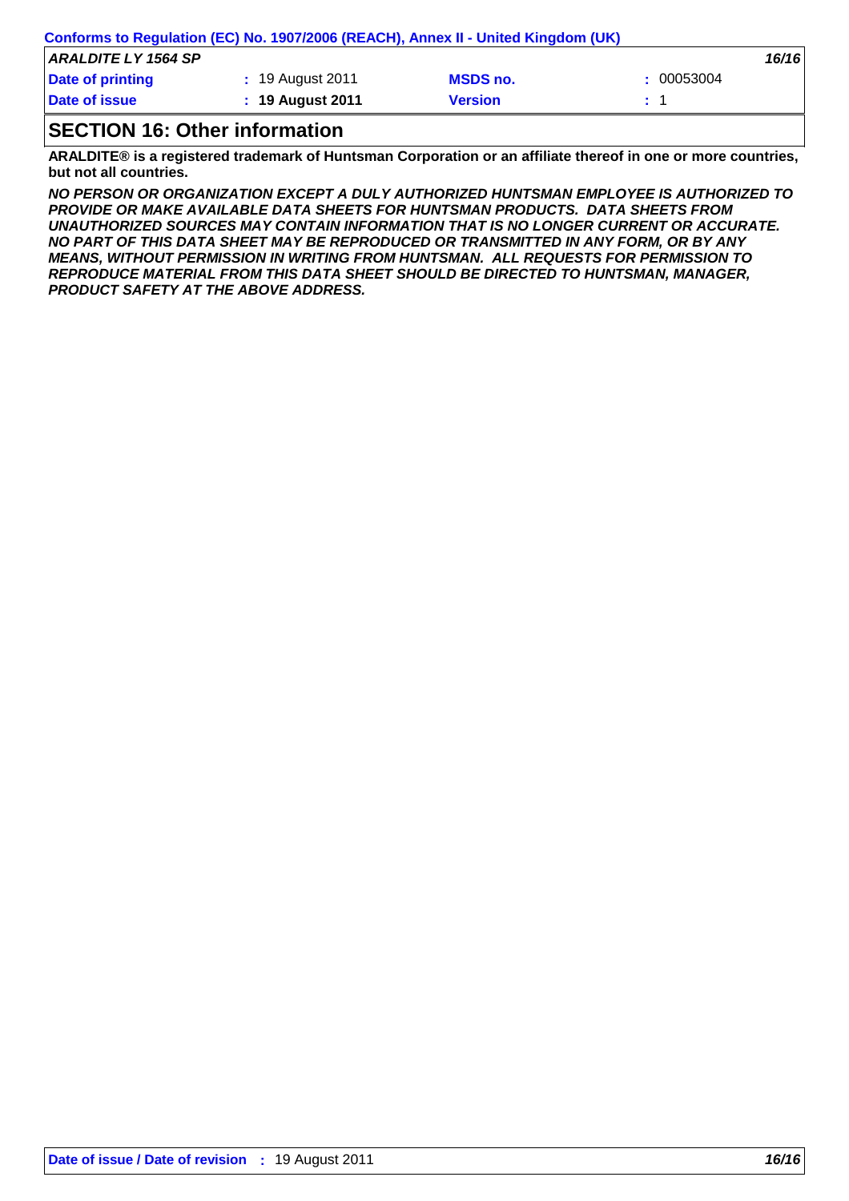## SECTION 16: Other information

**ARALDITE® is a registered trademark of Huntsman Corporation or an affiliate thereof in one or more countries, but not all countries.**

***NO PERSON OR ORGANIZATION EXCEPT A DULY AUTHORIZED HUNTSMAN EMPLOYEE IS AUTHORIZED TO PROVIDE OR MAKE AVAILABLE DATA SHEETS FOR HUNTSMAN PRODUCTS. DATA SHEETS FROM UNAUTHORIZED SOURCES MAY CONTAIN INFORMATION THAT IS NO LONGER CURRENT OR ACCURATE. NO PART OF THIS DATA SHEET MAY BE REPRODUCED OR TRANSMITTED IN ANY FORM, OR BY ANY MEANS, WITHOUT PERMISSION IN WRITING FROM HUNTSMAN. ALL REQUESTS FOR PERMISSION TO REPRODUCE MATERIAL FROM THIS DATA SHEET SHOULD BE DIRECTED TO HUNTSMAN, MANAGER, PRODUCT SAFETY AT THE ABOVE ADDRESS.***